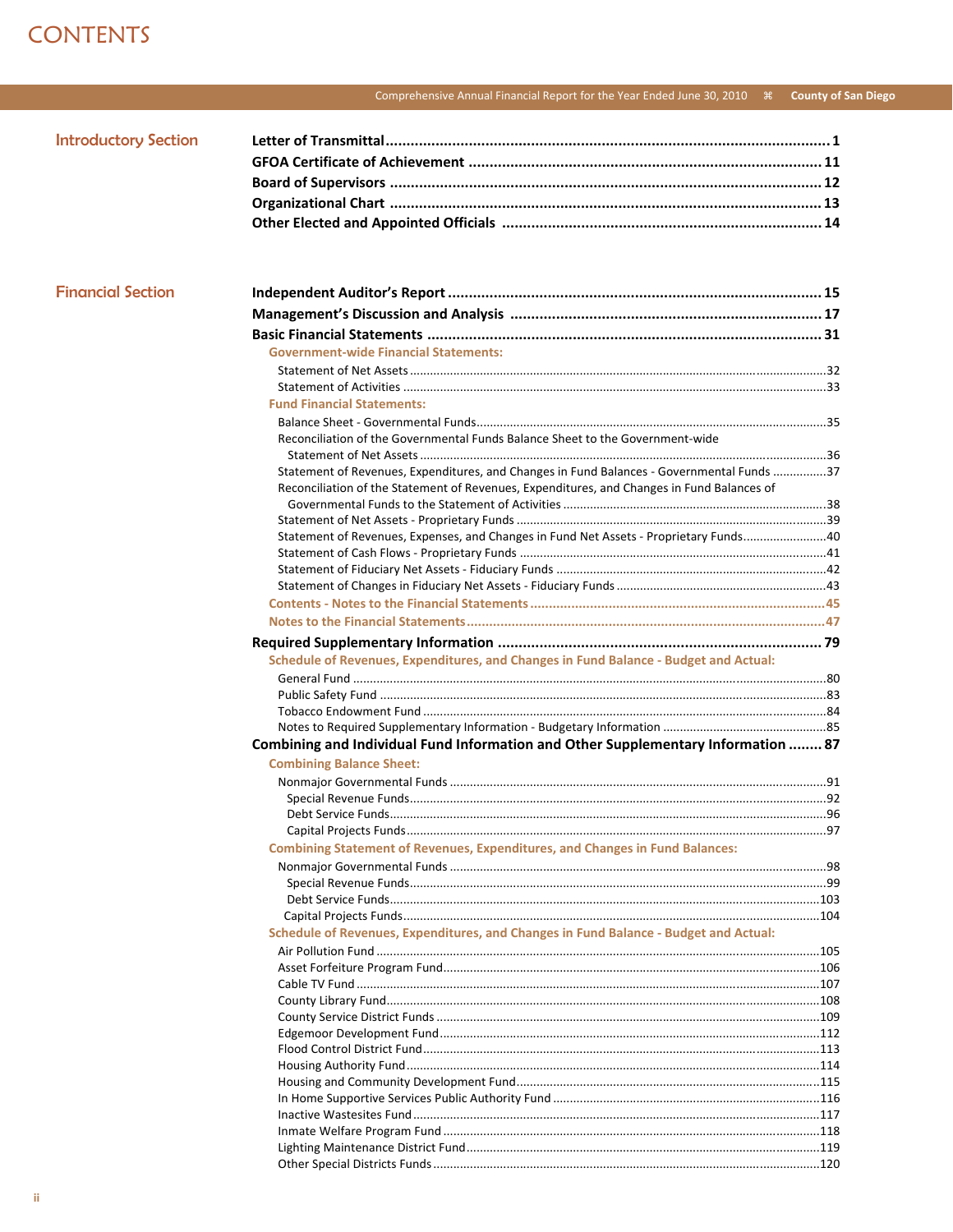# CONTENTS

## Introductory Section

**Letter of Transmittal** .......... **1**
**GFOA Certificate of Achievement** .......... **11**
**Board of Supervisors** .......... **12**
**Organizational Chart** .......... **13**
**Other Elected and Appointed Officials** .......... **14**

## Financial Section

**Independent Auditor's Report** .......... **15**
**Management's Discussion and Analysis** .......... **17**
**Basic Financial Statements** .......... **31**

### Government-wide Financial Statements:

- Statement of Net Assets .......... 32
- Statement of Activities .......... 33

### Fund Financial Statements:

- Balance Sheet - Governmental Funds .......... 35
- Reconciliation of the Governmental Funds Balance Sheet to the Government-wide Statement of Net Assets .......... 36
- Statement of Revenues, Expenditures, and Changes in Fund Balances - Governmental Funds .......... 37
- Reconciliation of the Statement of Revenues, Expenditures, and Changes in Fund Balances of Governmental Funds to the Statement of Activities .......... 38
- Statement of Net Assets - Proprietary Funds .......... 39
- Statement of Revenues, Expenses, and Changes in Fund Net Assets - Proprietary Funds .......... 40
- Statement of Cash Flows - Proprietary Funds .......... 41
- Statement of Fiduciary Net Assets - Fiduciary Funds .......... 42
- Statement of Changes in Fiduciary Net Assets - Fiduciary Funds .......... 43

**Contents - Notes to the Financial Statements** .......... **45**
**Notes to the Financial Statements** .......... **47**

**Required Supplementary Information** .......... **79**

### Schedule of Revenues, Expenditures, and Changes in Fund Balance - Budget and Actual:

- General Fund .......... 80
- Public Safety Fund .......... 83
- Tobacco Endowment Fund .......... 84
- Notes to Required Supplementary Information - Budgetary Information .......... 85

**Combining and Individual Fund Information and Other Supplementary Information** .......... **87**

### Combining Balance Sheet:

- Nonmajor Governmental Funds .......... 91
  - Special Revenue Funds .......... 92
  - Debt Service Funds .......... 96
  - Capital Projects Funds .......... 97

### Combining Statement of Revenues, Expenditures, and Changes in Fund Balances:

- Nonmajor Governmental Funds .......... 98
  - Special Revenue Funds .......... 99
  - Debt Service Funds .......... 103
  - Capital Projects Funds .......... 104

### Schedule of Revenues, Expenditures, and Changes in Fund Balance - Budget and Actual:

- Air Pollution Fund .......... 105
- Asset Forfeiture Program Fund .......... 106
- Cable TV Fund .......... 107
- County Library Fund .......... 108
- County Service District Funds .......... 109
- Edgemoor Development Fund .......... 112
- Flood Control District Fund .......... 113
- Housing Authority Fund .......... 114
- Housing and Community Development Fund .......... 115
- In Home Supportive Services Public Authority Fund .......... 116
- Inactive Wastesites Fund .......... 117
- Inmate Welfare Program Fund .......... 118
- Lighting Maintenance District Fund .......... 119
- Other Special Districts Funds .......... 120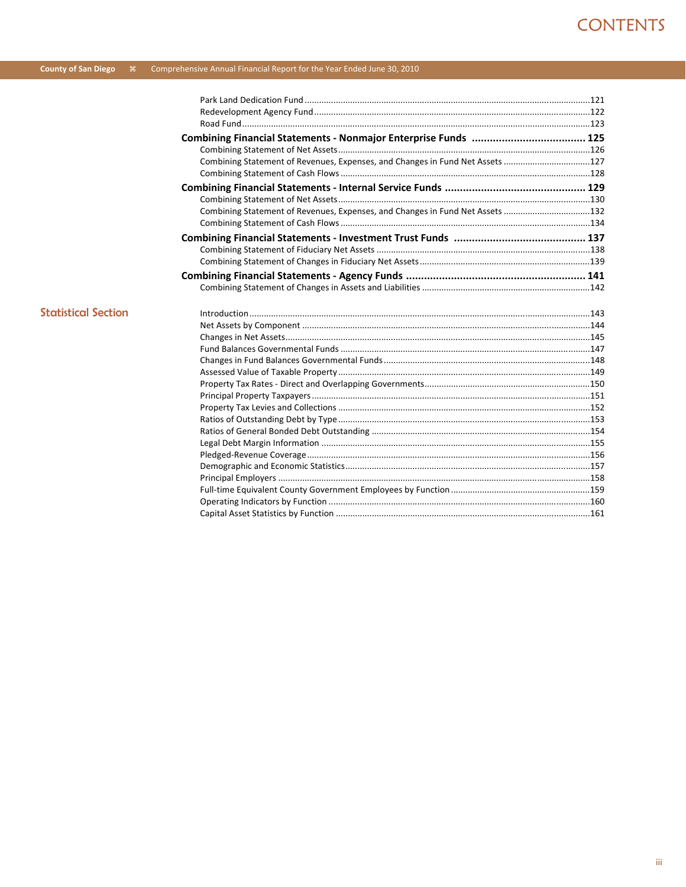# CONTENTS

Park Land Dedication Fund ....................................................121
Redevelopment Agency Fund ....................................................122
Road Fund ....................................................123

**Combining Financial Statements - Nonmajor Enterprise Funds .................................... 125**

Combining Statement of Net Assets ....................................................126
Combining Statement of Revenues, Expenses, and Changes in Fund Net Assets ....................................127
Combining Statement of Cash Flows ....................................................128

**Combining Financial Statements - Internal Service Funds .................................... 129**

Combining Statement of Net Assets ....................................................130
Combining Statement of Revenues, Expenses, and Changes in Fund Net Assets ....................................132
Combining Statement of Cash Flows ....................................................134

**Combining Financial Statements - Investment Trust Funds .................................... 137**

Combining Statement of Fiduciary Net Assets ....................................................138
Combining Statement of Changes in Fiduciary Net Assets ....................................................139

**Combining Financial Statements - Agency Funds .................................... 141**

Combining Statement of Changes in Assets and Liabilities ....................................................142

## Statistical Section

Introduction ....................................................143
Net Assets by Component ....................................................144
Changes in Net Assets ....................................................145
Fund Balances Governmental Funds ....................................................147
Changes in Fund Balances Governmental Funds ....................................................148
Assessed Value of Taxable Property ....................................................149
Property Tax Rates - Direct and Overlapping Governments ....................................................150
Principal Property Taxpayers ....................................................151
Property Tax Levies and Collections ....................................................152
Ratios of Outstanding Debt by Type ....................................................153
Ratios of General Bonded Debt Outstanding ....................................................154
Legal Debt Margin Information ....................................................155
Pledged-Revenue Coverage ....................................................156
Demographic and Economic Statistics ....................................................157
Principal Employers ....................................................158
Full-time Equivalent County Government Employees by Function ....................................................159
Operating Indicators by Function ....................................................160
Capital Asset Statistics by Function ....................................................161